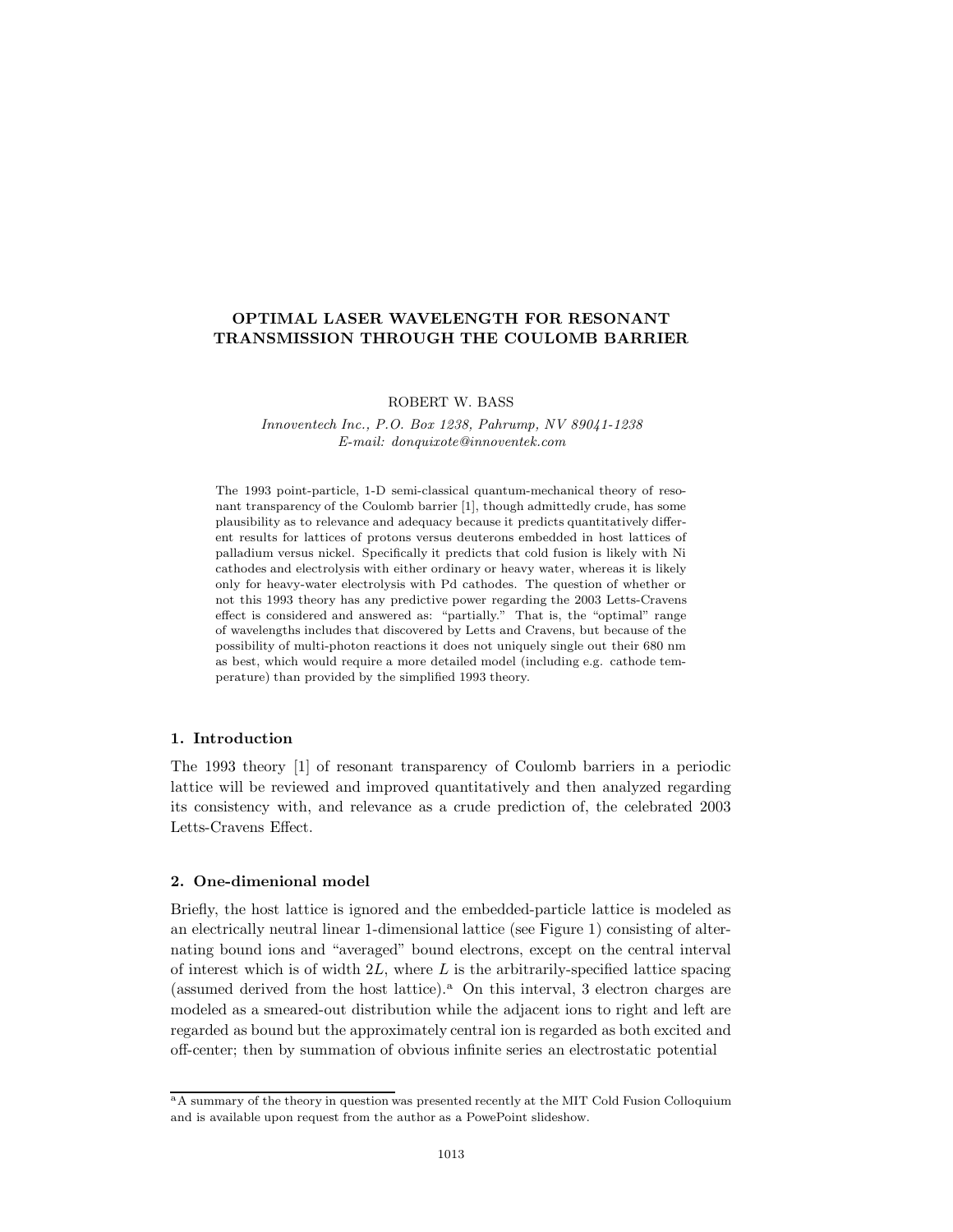# OPTIMAL LASER WAVELENGTH FOR RESONANT TRANSMISSION THROUGH THE COULOMB BARRIER

ROBERT W. BASS

*Innoventech Inc., P.O. Box 1238, Pahrump, NV 89041-1238*
*E-mail: donquixote@innoventek.com*

The 1993 point-particle, 1-D semi-classical quantum-mechanical theory of resonant transparency of the Coulomb barrier [1], though admittedly crude, has some plausibility as to relevance and adequacy because it predicts quantitatively different results for lattices of protons versus deuterons embedded in host lattices of palladium versus nickel. Specifically it predicts that cold fusion is likely with Ni cathodes and electrolysis with either ordinary or heavy water, whereas it is likely only for heavy-water electrolysis with Pd cathodes. The question of whether or not this 1993 theory has any predictive power regarding the 2003 Letts-Cravens effect is considered and answered as: "partially." That is, the "optimal" range of wavelengths includes that discovered by Letts and Cravens, but because of the possibility of multi-photon reactions it does not uniquely single out their 680 nm as best, which would require a more detailed model (including e.g. cathode temperature) than provided by the simplified 1993 theory.

## 1. Introduction

The 1993 theory [1] of resonant transparency of Coulomb barriers in a periodic lattice will be reviewed and improved quantitatively and then analyzed regarding its consistency with, and relevance as a crude prediction of, the celebrated 2003 Letts-Cravens Effect.

## 2. One-dimenional model

Briefly, the host lattice is ignored and the embedded-particle lattice is modeled as an electrically neutral linear 1-dimensional lattice (see Figure 1) consisting of alternating bound ions and "averaged" bound electrons, except on the central interval of interest which is of width $2L$, where $L$ is the arbitrarily-specified lattice spacing (assumed derived from the host lattice).[a] On this interval, 3 electron charges are modeled as a smeared-out distribution while the adjacent ions to right and left are regarded as bound but the approximately central ion is regarded as both excited and off-center; then by summation of obvious infinite series an electrostatic potential

[a] A summary of the theory in question was presented recently at the MIT Cold Fusion Colloquium and is available upon request from the author as a PowePoint slideshow.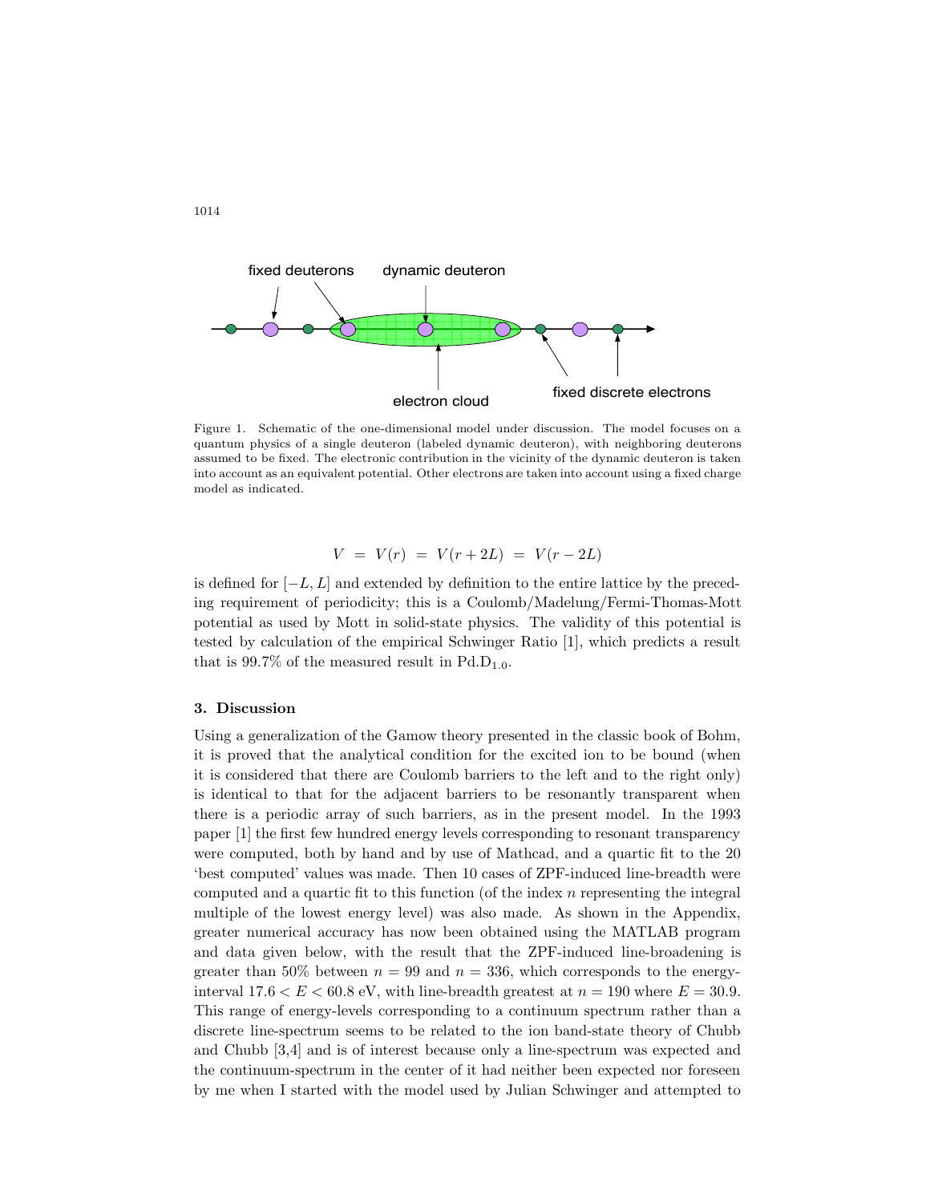Figure 1. Schematic of the one-dimensional model under discussion. The model focuses on a quantum physics of a single deuteron (labeled dynamic deuteron), with neighboring deuterons assumed to be fixed. The electronic contribution in the vicinity of the dynamic deuteron is taken into account as an equivalent potential. Other electrons are taken into account using a fixed charge model as indicated.

$$V = V(r) = V(r+2L) = V(r-2L)$$

is defined for $[-L, L]$ and extended by definition to the entire lattice by the preceding requirement of periodicity; this is a Coulomb/Madelung/Fermi-Thomas-Mott potential as used by Mott in solid-state physics. The validity of this potential is tested by calculation of the empirical Schwinger Ratio [1], which predicts a result that is 99.7% of the measured result in $Pd.D_{1.0}$.

### 3. Discussion

Using a generalization of the Gamow theory presented in the classic book of Bohm, it is proved that the analytical condition for the excited ion to be bound (when it is considered that there are Coulomb barriers to the left and to the right only) is identical to that for the adjacent barriers to be resonantly transparent when there is a periodic array of such barriers, as in the present model. In the 1993 paper [1] the first few hundred energy levels corresponding to resonant transparency were computed, both by hand and by use of Mathcad, and a quartic fit to the 20 'best computed' values was made. Then 10 cases of ZPF-induced line-breadth were computed and a quartic fit to this function (of the index $n$ representing the integral multiple of the lowest energy level) was also made. As shown in the Appendix, greater numerical accuracy has now been obtained using the MATLAB program and data given below, with the result that the ZPF-induced line-broadening is greater than 50% between $n = 99$ and $n = 336$, which corresponds to the energy-interval $17.6 < E < 60.8$ eV, with line-breadth greatest at $n = 190$ where $E = 30.9$. This range of energy-levels corresponding to a continuum spectrum rather than a discrete line-spectrum seems to be related to the ion band-state theory of Chubb and Chubb [3,4] and is of interest because only a line-spectrum was expected and the continuum-spectrum in the center of it had neither been expected nor foreseen by me when I started with the model used by Julian Schwinger and attempted to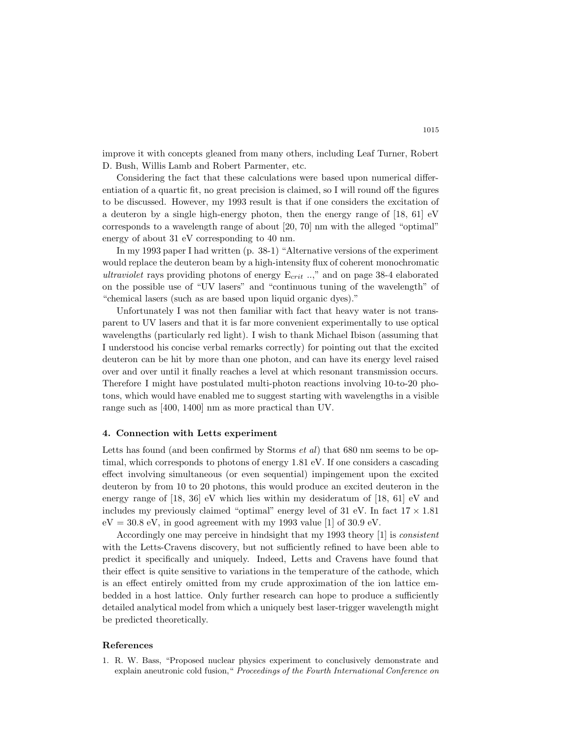improve it with concepts gleaned from many others, including Leaf Turner, Robert D. Bush, Willis Lamb and Robert Parmenter, etc.

Considering the fact that these calculations were based upon numerical differentiation of a quartic fit, no great precision is claimed, so I will round off the figures to be discussed. However, my 1993 result is that if one considers the excitation of a deuteron by a single high-energy photon, then the energy range of [18, 61] eV corresponds to a wavelength range of about [20, 70] nm with the alleged "optimal" energy of about 31 eV corresponding to 40 nm.

In my 1993 paper I had written (p. 38-1) "Alternative versions of the experiment would replace the deuteron beam by a high-intensity flux of coherent monochromatic *ultraviolet* rays providing photons of energy $E_{crit}$ ..," and on page 38-4 elaborated on the possible use of "UV lasers" and "continuous tuning of the wavelength" of "chemical lasers (such as are based upon liquid organic dyes)."

Unfortunately I was not then familiar with fact that heavy water is not transparent to UV lasers and that it is far more convenient experimentally to use optical wavelengths (particularly red light). I wish to thank Michael Ibison (assuming that I understood his concise verbal remarks correctly) for pointing out that the excited deuteron can be hit by more than one photon, and can have its energy level raised over and over until it finally reaches a level at which resonant transmission occurs. Therefore I might have postulated multi-photon reactions involving 10-to-20 photons, which would have enabled me to suggest starting with wavelengths in a visible range such as [400, 1400] nm as more practical than UV.

### 4. Connection with Letts experiment

Letts has found (and been confirmed by Storms *et al*) that 680 nm seems to be optimal, which corresponds to photons of energy 1.81 eV. If one considers a cascading effect involving simultaneous (or even sequential) impingement upon the excited deuteron by from 10 to 20 photons, this would produce an excited deuteron in the energy range of [18, 36] eV which lies within my desideratum of [18, 61] eV and includes my previously claimed "optimal" energy level of 31 eV. In fact $17 \times 1.81$ eV $= 30.8$ eV, in good agreement with my 1993 value [1] of 30.9 eV.

Accordingly one may perceive in hindsight that my 1993 theory [1] is *consistent* with the Letts-Cravens discovery, but not sufficiently refined to have been able to predict it specifically and uniquely. Indeed, Letts and Cravens have found that their effect is quite sensitive to variations in the temperature of the cathode, which is an effect entirely omitted from my crude approximation of the ion lattice embedded in a host lattice. Only further research can hope to produce a sufficiently detailed analytical model from which a uniquely best laser-trigger wavelength might be predicted theoretically.

### References

1. R. W. Bass, "Proposed nuclear physics experiment to conclusively demonstrate and explain aneutronic cold fusion," *Proceedings of the Fourth International Conference on*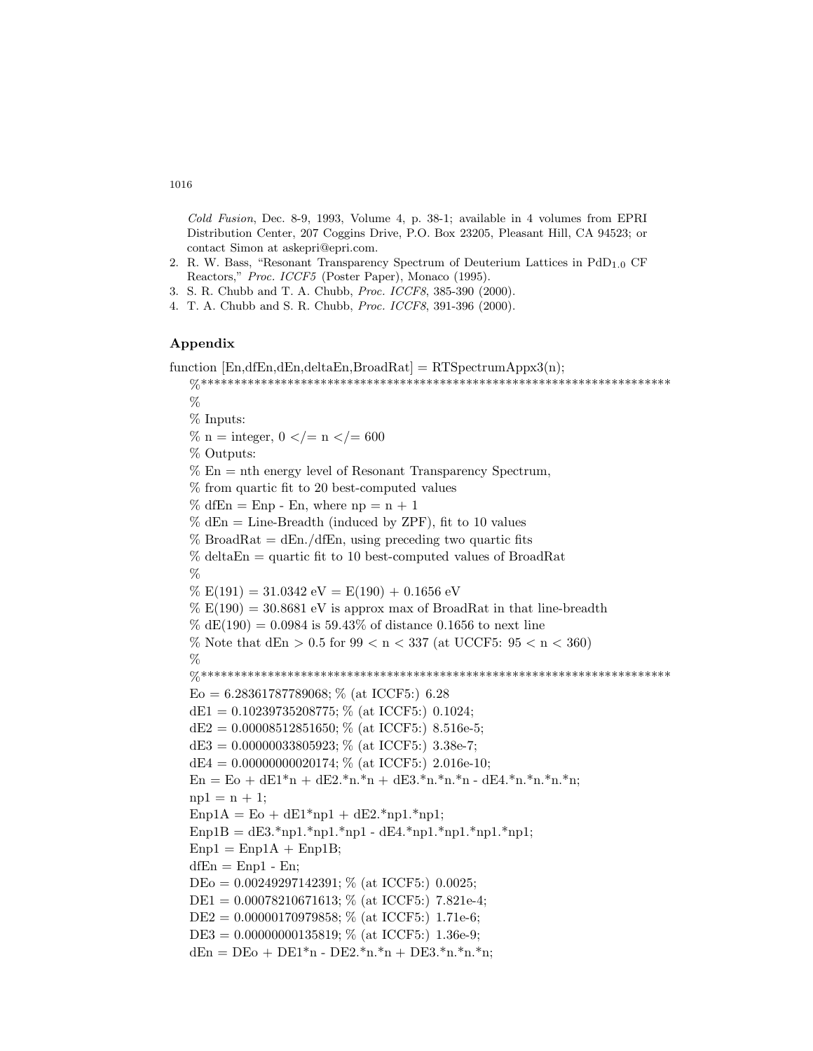*Cold Fusion*, Dec. 8-9, 1993, Volume 4, p. 38-1; available in 4 volumes from EPRI Distribution Center, 207 Coggins Drive, P.O. Box 23205, Pleasant Hill, CA 94523; or contact Simon at askepri@epri.com.

2. R. W. Bass, "Resonant Transparency Spectrum of Deuterium Lattices in $PdD_{1.0}$ CF Reactors," *Proc. ICCF5* (Poster Paper), Monaco (1995).
3. S. R. Chubb and T. A. Chubb, *Proc. ICCF8*, 385-390 (2000).
4. T. A. Chubb and S. R. Chubb, *Proc. ICCF8*, 391-396 (2000).

## Appendix

```
function [En,dfEn,dEn,deltaEn,BroadRat] = RTSpectrumAppx3(n);
    %*********************************************************************
    %
    % Inputs:
    % n = integer, 0 </= n </= 600
    % Outputs:
    % En = nth energy level of Resonant Transparency Spectrum,
    % from quartic fit to 20 best-computed values
    % dfEn = Enp - En, where np = n + 1
    % dEn = Line-Breadth (induced by ZPF), fit to 10 values
    % BroadRat = dEn./dfEn, using preceding two quartic fits
    % deltaEn = quartic fit to 10 best-computed values of BroadRat
    %
    % E(191) = 31.0342 eV = E(190) + 0.1656 eV
    % E(190) = 30.8681 eV is approx max of BroadRat in that line-breadth
    % dE(190) = 0.0984 is 59.43% of distance 0.1656 to next line
    % Note that dEn > 0.5 for 99 < n < 337 (at UCCF5: 95 < n < 360)
    %
    %*********************************************************************
    Eo = 6.28361787789068; % (at ICCF5:) 6.28
    dE1 = 0.10239735208775; % (at ICCF5:) 0.1024;
    dE2 = 0.00008512851650; % (at ICCF5:) 8.516e-5;
    dE3 = 0.00000033805923; % (at ICCF5:) 3.38e-7;
    dE4 = 0.00000000020174; % (at ICCF5:) 2.016e-10;
    En = Eo + dE1*n + dE2.*n.*n + dE3.*n.*n.*n - dE4.*n.*n.*n.*n;
    np1 = n + 1;
    Enp1A = Eo + dE1*np1 + dE2.*np1.*np1;
    Enp1B = dE3.*np1.*np1.*np1 - dE4.*np1.*np1.*np1.*np1;
    Enp1 = Enp1A + Enp1B;
    dfEn = Enp1 - En;
    DEo = 0.00249297142391; % (at ICCF5:) 0.0025;
    DE1 = 0.00078210671613; % (at ICCF5:) 7.821e-4;
    DE2 = 0.00000170979858; % (at ICCF5:) 1.71e-6;
    DE3 = 0.00000000135819; % (at ICCF5:) 1.36e-9;
    dEn = DEo + DE1*n - DE2.*n.*n + DE3.*n.*n.*n;
```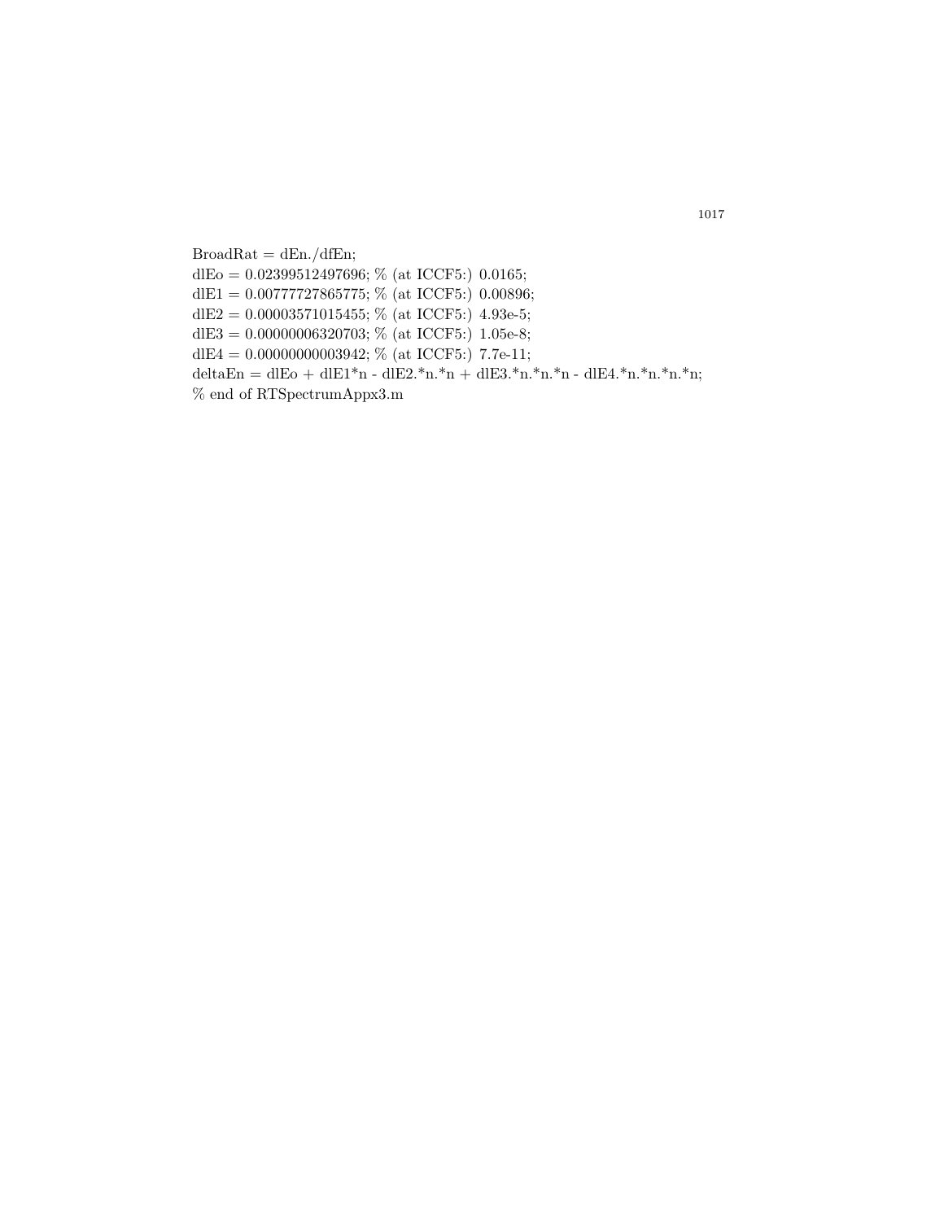```
BroadRat = dEn./dfEn;
dlEo = 0.02399512497696; % (at ICCF5:) 0.0165;
dlE1 = 0.00777727865775; % (at ICCF5:) 0.00896;
dlE2 = 0.00003571015455; % (at ICCF5:) 4.93e-5;
dlE3 = 0.00000006320703; % (at ICCF5:) 1.05e-8;
dlE4 = 0.00000000003942; % (at ICCF5:) 7.7e-11;
deltaEn = dlEo + dlE1*n - dlE2.*n.*n + dlE3.*n.*n.*n - dlE4.*n.*n.*n.*n;
% end of RTSpectrumAppx3.m
```